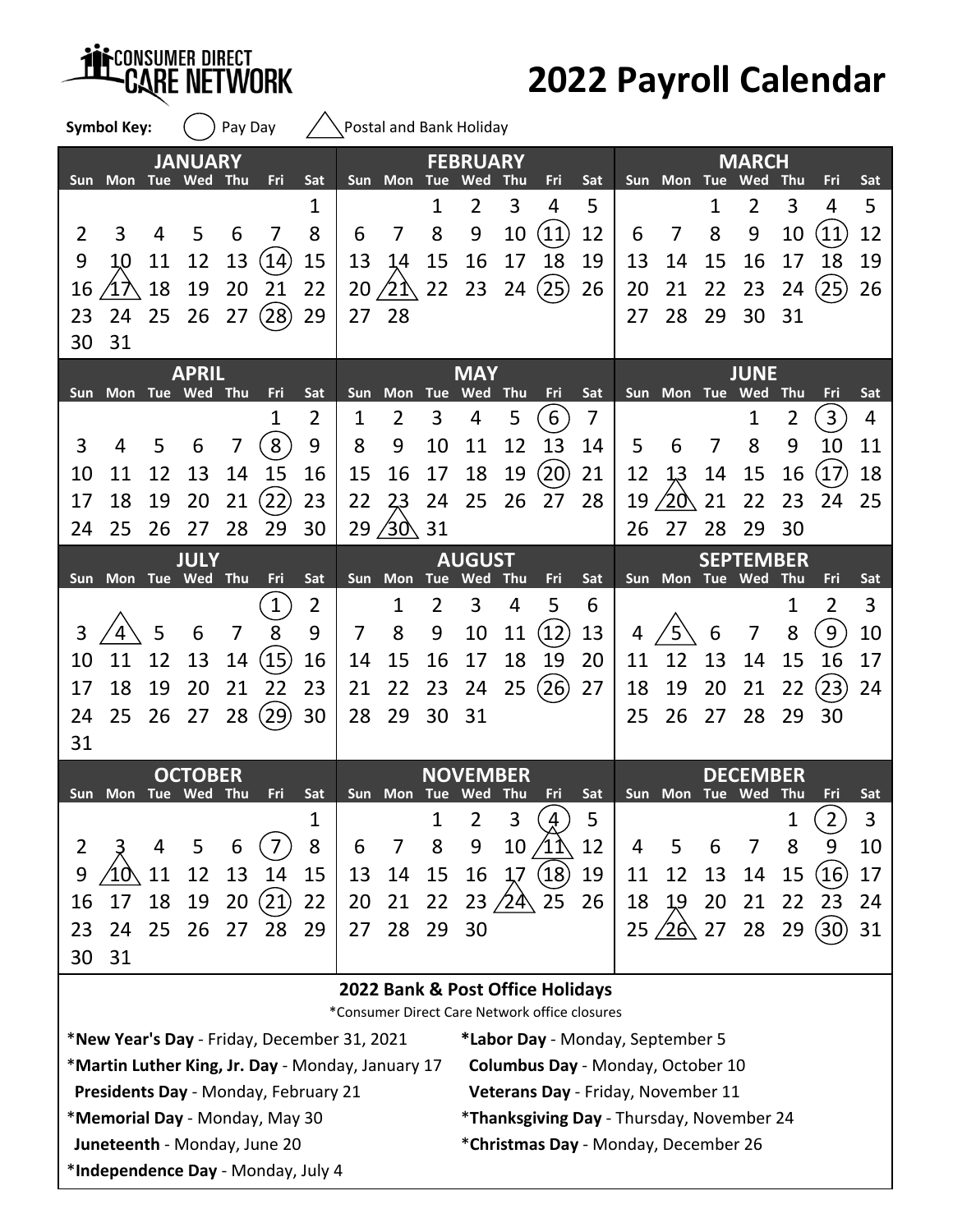CONSUMER DIRECT CARE NETWORK

# 2022 Payroll Calendar

**Symbol Key:** ◯ Pay Day △ Postal and Bank Holiday

(In the tables below, (n) indicates a Pay Day and △n indicates a Postal and Bank Holiday.)

### JANUARY

| Sun | Mon | Tue | Wed | Thu | Fri | Sat |
|---|---|---|---|---|---|---|
| | | | | | | 1 |
| 2 | 3 | 4 | 5 | 6 | 7 | 8 |
| 9 | 10 | 11 | 12 | 13 | (14) | 15 |
| 16 | △17 | 18 | 19 | 20 | 21 | 22 |
| 23 | 24 | 25 | 26 | 27 | (28) | 29 |
| 30 | 31 | | | | | |

### FEBRUARY

| Sun | Mon | Tue | Wed | Thu | Fri | Sat |
|---|---|---|---|---|---|---|
| | | 1 | 2 | 3 | 4 | 5 |
| 6 | 7 | 8 | 9 | 10 | (11) | 12 |
| 13 | 14 | 15 | 16 | 17 | 18 | 19 |
| 20 | △21 | 22 | 23 | 24 | (25) | 26 |
| 27 | 28 | | | | | |

### MARCH

| Sun | Mon | Tue | Wed | Thu | Fri | Sat |
|---|---|---|---|---|---|---|
| | | 1 | 2 | 3 | 4 | 5 |
| 6 | 7 | 8 | 9 | 10 | (11) | 12 |
| 13 | 14 | 15 | 16 | 17 | 18 | 19 |
| 20 | 21 | 22 | 23 | 24 | (25) | 26 |
| 27 | 28 | 29 | 30 | 31 | | |

### APRIL

| Sun | Mon | Tue | Wed | Thu | Fri | Sat |
|---|---|---|---|---|---|---|
| | | | | | 1 | 2 |
| 3 | 4 | 5 | 6 | 7 | (8) | 9 |
| 10 | 11 | 12 | 13 | 14 | 15 | 16 |
| 17 | 18 | 19 | 20 | 21 | (22) | 23 |
| 24 | 25 | 26 | 27 | 28 | 29 | 30 |

### MAY

| Sun | Mon | Tue | Wed | Thu | Fri | Sat |
|---|---|---|---|---|---|---|
| 1 | 2 | 3 | 4 | 5 | (6) | 7 |
| 8 | 9 | 10 | 11 | 12 | 13 | 14 |
| 15 | 16 | 17 | 18 | 19 | (20) | 21 |
| 22 | 23 | 24 | 25 | 26 | 27 | 28 |
| 29 | △30 | 31 | | | | |

### JUNE

| Sun | Mon | Tue | Wed | Thu | Fri | Sat |
|---|---|---|---|---|---|---|
| | | | 1 | 2 | (3) | 4 |
| 5 | 6 | 7 | 8 | 9 | 10 | 11 |
| 12 | 13 | 14 | 15 | 16 | (17) | 18 |
| 19 | △20 | 21 | 22 | 23 | 24 | 25 |
| 26 | 27 | 28 | 29 | 30 | | |

### JULY

| Sun | Mon | Tue | Wed | Thu | Fri | Sat |
|---|---|---|---|---|---|---|
| | | | | | (1) | 2 |
| 3 | △4 | 5 | 6 | 7 | 8 | 9 |
| 10 | 11 | 12 | 13 | 14 | (15) | 16 |
| 17 | 18 | 19 | 20 | 21 | 22 | 23 |
| 24 | 25 | 26 | 27 | 28 | (29) | 30 |
| 31 | | | | | | |

### AUGUST

| Sun | Mon | Tue | Wed | Thu | Fri | Sat |
|---|---|---|---|---|---|---|
| | 1 | 2 | 3 | 4 | 5 | 6 |
| 7 | 8 | 9 | 10 | 11 | (12) | 13 |
| 14 | 15 | 16 | 17 | 18 | 19 | 20 |
| 21 | 22 | 23 | 24 | 25 | (26) | 27 |
| 28 | 29 | 30 | 31 | | | |

### SEPTEMBER

| Sun | Mon | Tue | Wed | Thu | Fri | Sat |
|---|---|---|---|---|---|---|
| | | | | 1 | 2 | 3 |
| 4 | △5 | 6 | 7 | 8 | (9) | 10 |
| 11 | 12 | 13 | 14 | 15 | 16 | 17 |
| 18 | 19 | 20 | 21 | 22 | (23) | 24 |
| 25 | 26 | 27 | 28 | 29 | 30 | |

### OCTOBER

| Sun | Mon | Tue | Wed | Thu | Fri | Sat |
|---|---|---|---|---|---|---|
| | | | | | | 1 |
| 2 | 3 | 4 | 5 | 6 | (7) | 8 |
| 9 | △10 | 11 | 12 | 13 | 14 | 15 |
| 16 | 17 | 18 | 19 | 20 | (21) | 22 |
| 23 | 24 | 25 | 26 | 27 | 28 | 29 |
| 30 | 31 | | | | | |

### NOVEMBER

| Sun | Mon | Tue | Wed | Thu | Fri | Sat |
|---|---|---|---|---|---|---|
| | | 1 | 2 | 3 | (4) | 5 |
| 6 | 7 | 8 | 9 | 10 | △11 | 12 |
| 13 | 14 | 15 | 16 | 17 | (18) | 19 |
| 20 | 21 | 22 | 23 | △24 | 25 | 26 |
| 27 | 28 | 29 | 30 | | | |

### DECEMBER

| Sun | Mon | Tue | Wed | Thu | Fri | Sat |
|---|---|---|---|---|---|---|
| | | | | 1 | (2) | 3 |
| 4 | 5 | 6 | 7 | 8 | 9 | 10 |
| 11 | 12 | 13 | 14 | 15 | (16) | 17 |
| 18 | 19 | 20 | 21 | 22 | 23 | 24 |
| 25 | △26 | 27 | 28 | 29 | (30) | 31 |

## 2022 Bank & Post Office Holidays

*Consumer Direct Care Network office closures

- *__New Year's Day__ - Friday, December 31, 2021
- *__Martin Luther King, Jr. Day__ - Monday, January 17
- **Presidents Day** - Monday, February 21
- *__Memorial Day__ - Monday, May 30
- **Juneteenth** - Monday, June 20
- *__Independence Day__ - Monday, July 4
- *__Labor Day__ - Monday, September 5
- **Columbus Day** - Monday, October 10
- **Veterans Day** - Friday, November 11
- *__Thanksgiving Day__ - Thursday, November 24
- *__Christmas Day__ - Monday, December 26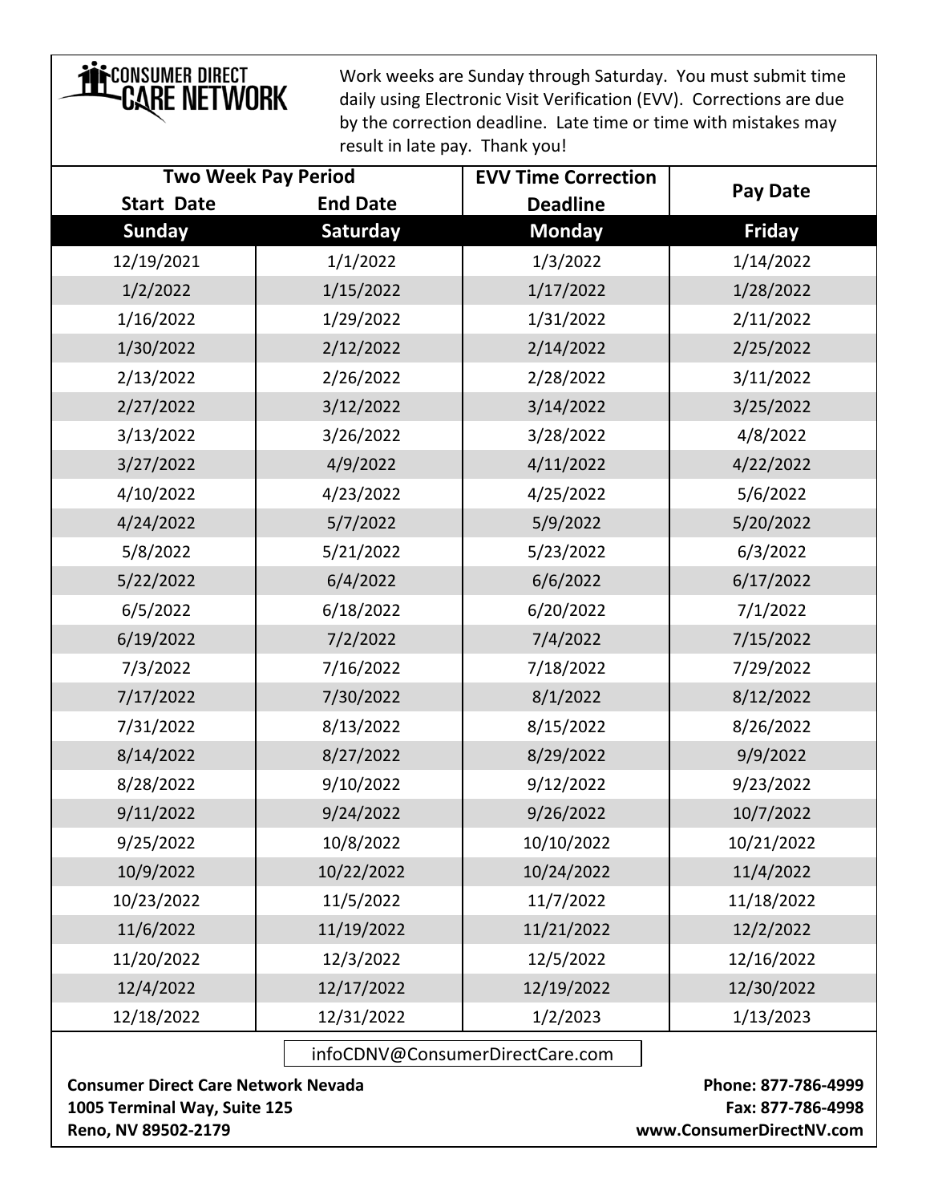CONSUMER DIRECT CARE NETWORK

Work weeks are Sunday through Saturday. You must submit time daily using Electronic Visit Verification (EVV). Corrections are due by the correction deadline. Late time or time with mistakes may result in late pay. Thank you!

| Two Week Pay Period Start Date | Two Week Pay Period End Date | EVV Time Correction Deadline | Pay Date |
|---|---|---|---|
| **Sunday** | **Saturday** | **Monday** | **Friday** |
| 12/19/2021 | 1/1/2022 | 1/3/2022 | 1/14/2022 |
| 1/2/2022 | 1/15/2022 | 1/17/2022 | 1/28/2022 |
| 1/16/2022 | 1/29/2022 | 1/31/2022 | 2/11/2022 |
| 1/30/2022 | 2/12/2022 | 2/14/2022 | 2/25/2022 |
| 2/13/2022 | 2/26/2022 | 2/28/2022 | 3/11/2022 |
| 2/27/2022 | 3/12/2022 | 3/14/2022 | 3/25/2022 |
| 3/13/2022 | 3/26/2022 | 3/28/2022 | 4/8/2022 |
| 3/27/2022 | 4/9/2022 | 4/11/2022 | 4/22/2022 |
| 4/10/2022 | 4/23/2022 | 4/25/2022 | 5/6/2022 |
| 4/24/2022 | 5/7/2022 | 5/9/2022 | 5/20/2022 |
| 5/8/2022 | 5/21/2022 | 5/23/2022 | 6/3/2022 |
| 5/22/2022 | 6/4/2022 | 6/6/2022 | 6/17/2022 |
| 6/5/2022 | 6/18/2022 | 6/20/2022 | 7/1/2022 |
| 6/19/2022 | 7/2/2022 | 7/4/2022 | 7/15/2022 |
| 7/3/2022 | 7/16/2022 | 7/18/2022 | 7/29/2022 |
| 7/17/2022 | 7/30/2022 | 8/1/2022 | 8/12/2022 |
| 7/31/2022 | 8/13/2022 | 8/15/2022 | 8/26/2022 |
| 8/14/2022 | 8/27/2022 | 8/29/2022 | 9/9/2022 |
| 8/28/2022 | 9/10/2022 | 9/12/2022 | 9/23/2022 |
| 9/11/2022 | 9/24/2022 | 9/26/2022 | 10/7/2022 |
| 9/25/2022 | 10/8/2022 | 10/10/2022 | 10/21/2022 |
| 10/9/2022 | 10/22/2022 | 10/24/2022 | 11/4/2022 |
| 10/23/2022 | 11/5/2022 | 11/7/2022 | 11/18/2022 |
| 11/6/2022 | 11/19/2022 | 11/21/2022 | 12/2/2022 |
| 11/20/2022 | 12/3/2022 | 12/5/2022 | 12/16/2022 |
| 12/4/2022 | 12/17/2022 | 12/19/2022 | 12/30/2022 |
| 12/18/2022 | 12/31/2022 | 1/2/2023 | 1/13/2023 |

infoCDNV@ConsumerDirectCare.com

**Consumer Direct Care Network Nevada**
**1005 Terminal Way, Suite 125**
**Reno, NV 89502-2179**

**Phone: 877-786-4999**
**Fax: 877-786-4998**
**www.ConsumerDirectNV.com**